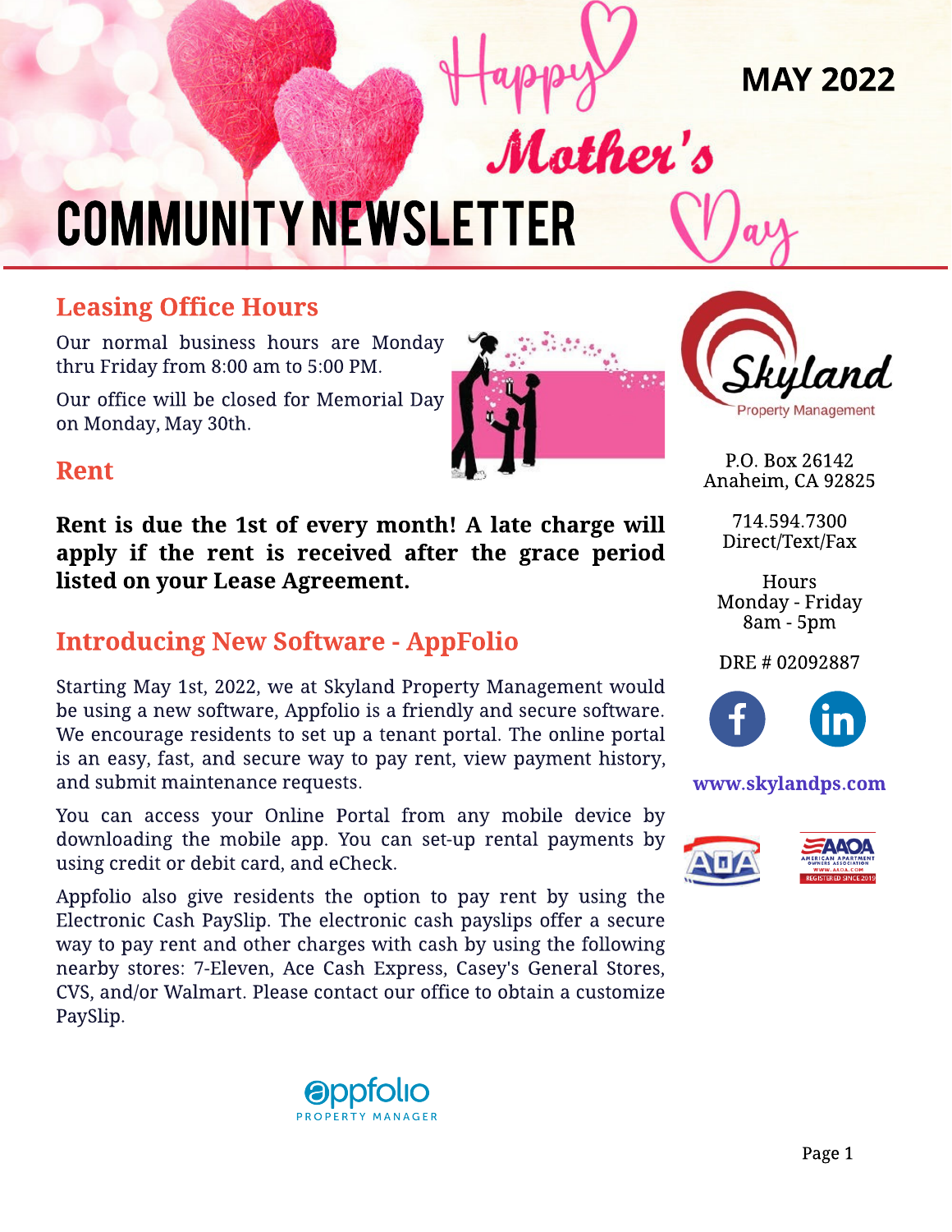# COMMUNITY NEWSLETTER

Happy Mother's Day

**MAY 2022**

## Leasing Office Hours

Our normal business hours are Monday thru Friday from 8:00 am to 5:00 PM.

Our office will be closed for Memorial Day on Monday, May 30th.

## Rent

**Rent is due the 1st of every month! A late charge will apply if the rent is received after the grace period listed on your Lease Agreement.**

## Introducing New Software - AppFolio

Starting May 1st, 2022, we at Skyland Property Management would be using a new software, Appfolio is a friendly and secure software. We encourage residents to set up a tenant portal. The online portal is an easy, fast, and secure way to pay rent, view payment history, and submit maintenance requests.

You can access your Online Portal from any mobile device by downloading the mobile app. You can set-up rental payments by using credit or debit card, and eCheck.

Appfolio also give residents the option to pay rent by using the Electronic Cash PaySlip. The electronic cash payslips offer a secure way to pay rent and other charges with cash by using the following nearby stores: 7-Eleven, Ace Cash Express, Casey's General Stores, CVS, and/or Walmart. Please contact our office to obtain a customize PaySlip.

appfolio PROPERTY MANAGER

---

Skyland Property Management

P.O. Box 26142
Anaheim, CA 92825

714.594.7300
Direct/Text/Fax

Hours
Monday - Friday
8am - 5pm

DRE # 02092887

www.skylandps.com

AOA

AAOA American Apartment Owners Association www.aaoa.com Registered since 2019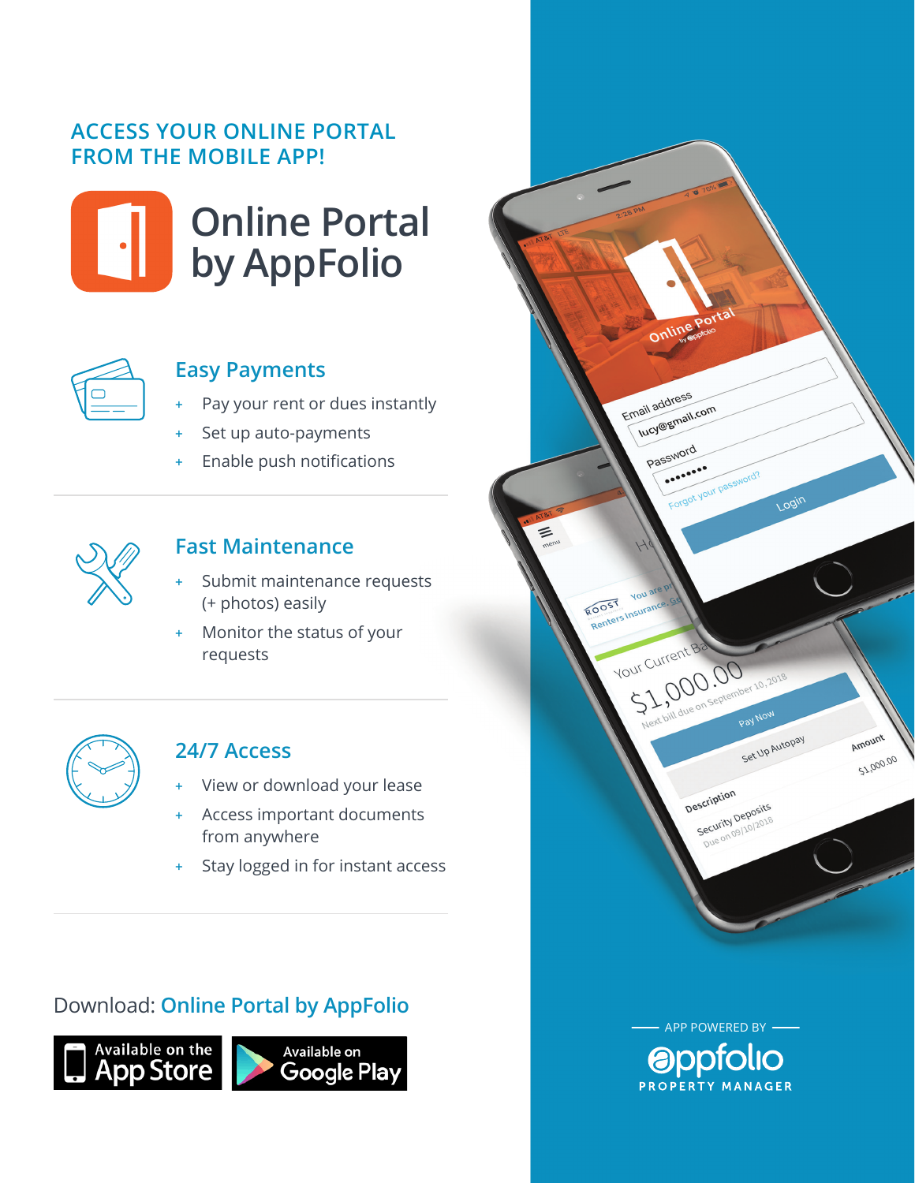## ACCESS YOUR ONLINE PORTAL FROM THE MOBILE APP!

# Online Portal by AppFolio

### Easy Payments

- Pay your rent or dues instantly
- Set up auto-payments
- Enable push notifications

### Fast Maintenance

- Submit maintenance requests (+ photos) easily
- Monitor the status of your requests

### 24/7 Access

- View or download your lease
- Access important documents from anywhere
- Stay logged in for instant access

Download: **Online Portal by AppFolio**

Available on the App Store

Available on Google Play

APP POWERED BY

appfolio

PROPERTY MANAGER